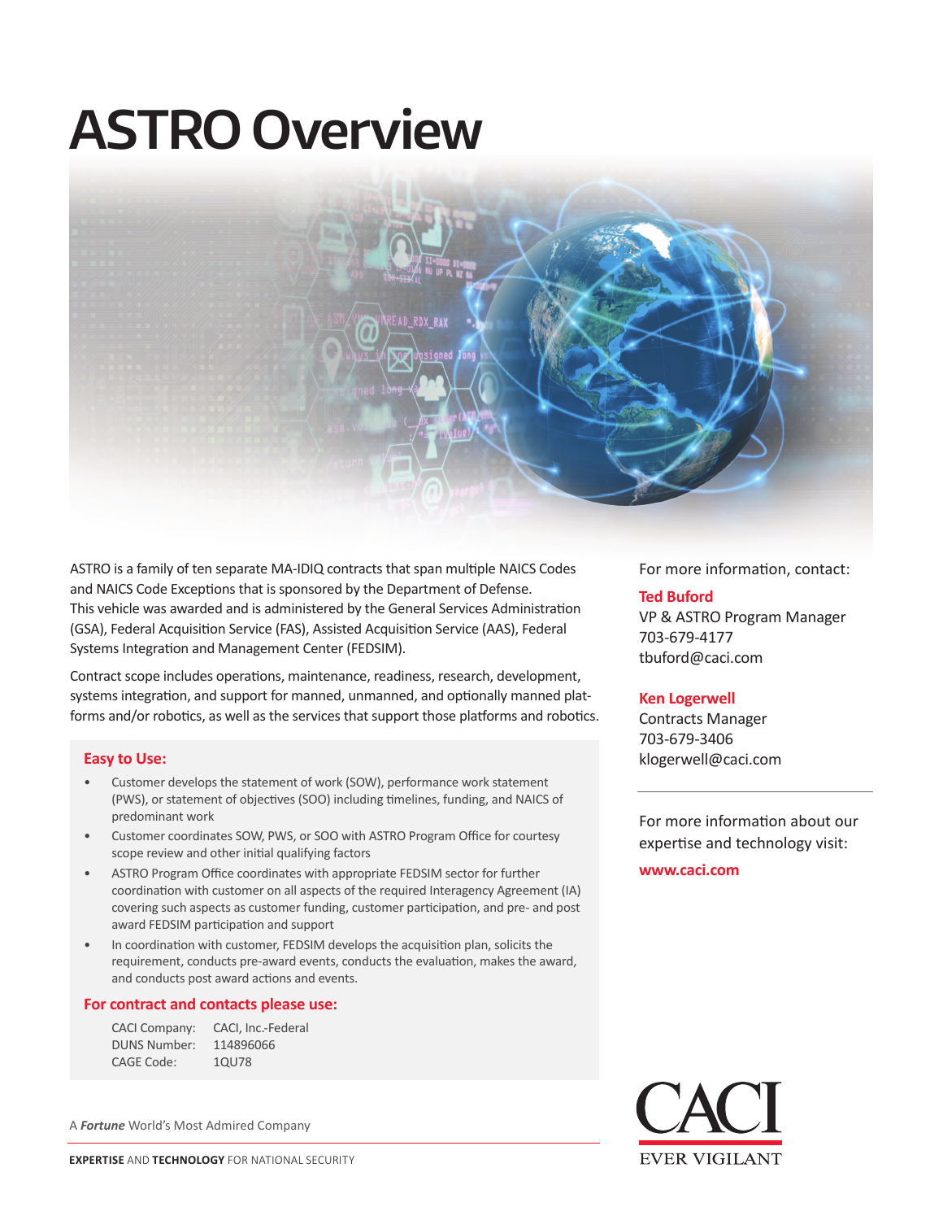# ASTRO Overview

ASTRO is a family of ten separate MA-IDIQ contracts that span multiple NAICS Codes and NAICS Code Exceptions that is sponsored by the Department of Defense. This vehicle was awarded and is administered by the General Services Administration (GSA), Federal Acquisition Service (FAS), Assisted Acquisition Service (AAS), Federal Systems Integration and Management Center (FEDSIM).

Contract scope includes operations, maintenance, readiness, research, development, systems integration, and support for manned, unmanned, and optionally manned platforms and/or robotics, as well as the services that support those platforms and robotics.

## Easy to Use:

- Customer develops the statement of work (SOW), performance work statement (PWS), or statement of objectives (SOO) including timelines, funding, and NAICS of predominant work
- Customer coordinates SOW, PWS, or SOO with ASTRO Program Office for courtesy scope review and other initial qualifying factors
- ASTRO Program Office coordinates with appropriate FEDSIM sector for further coordination with customer on all aspects of the required Interagency Agreement (IA) covering such aspects as customer funding, customer participation, and pre- and post award FEDSIM participation and support
- In coordination with customer, FEDSIM develops the acquisition plan, solicits the requirement, conducts pre-award events, conducts the evaluation, makes the award, and conducts post award actions and events.

## For contract and contacts please use:

CACI Company: CACI, Inc.-Federal
DUNS Number: 114896066
CAGE Code: 1QU78

For more information, contact:

**Ted Buford**
VP & ASTRO Program Manager
703-679-4177
tbuford@caci.com

**Ken Logerwell**
Contracts Manager
703-679-3406
klogerwell@caci.com

For more information about our expertise and technology visit:

**www.caci.com**

A ***Fortune*** World's Most Admired Company

**EXPERTISE** AND **TECHNOLOGY** FOR NATIONAL SECURITY

CACI
EVER VIGILANT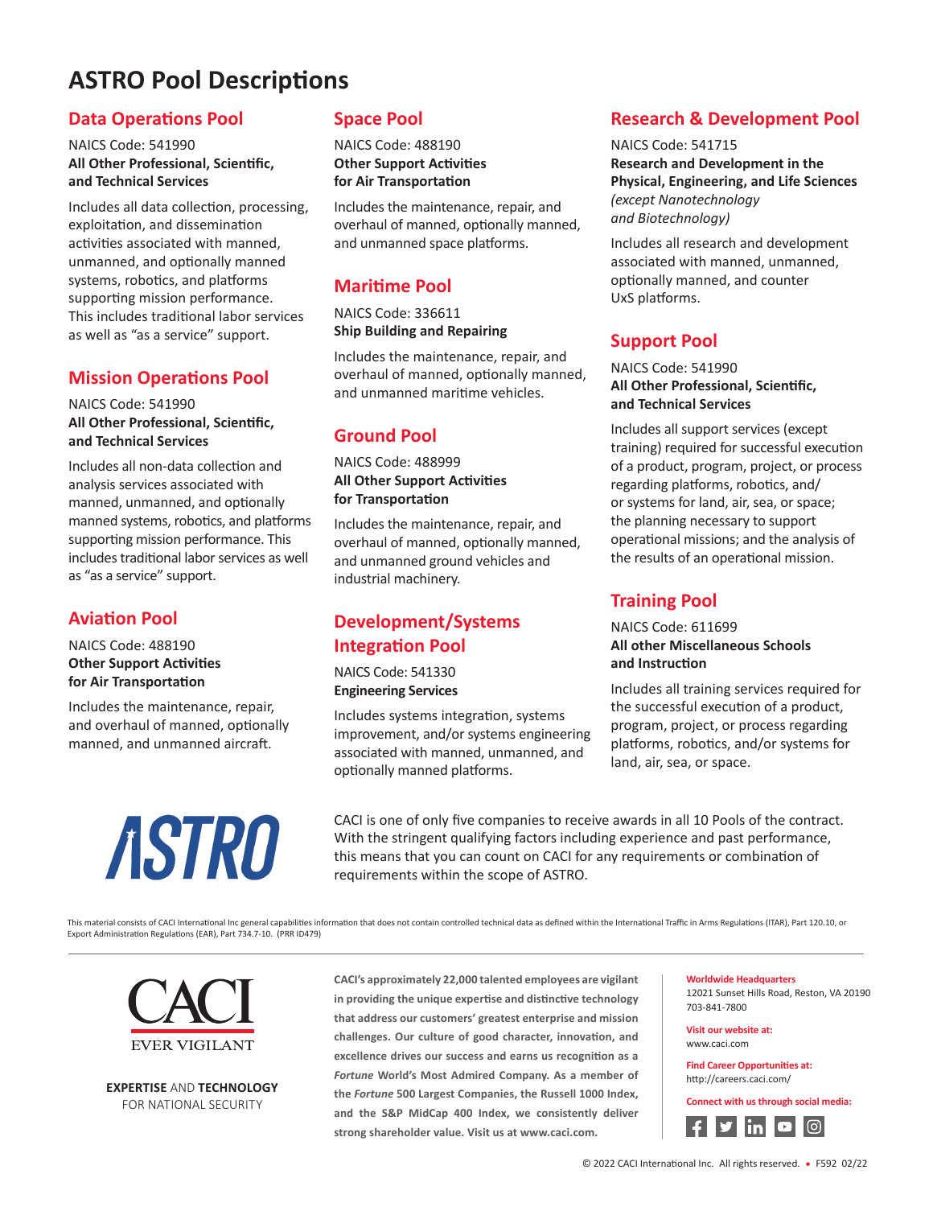# ASTRO Pool Descriptions

## Data Operations Pool

NAICS Code: 541990
**All Other Professional, Scientific, and Technical Services**

Includes all data collection, processing, exploitation, and dissemination activities associated with manned, unmanned, and optionally manned systems, robotics, and platforms supporting mission performance. This includes traditional labor services as well as "as a service" support.

## Mission Operations Pool

NAICS Code: 541990
**All Other Professional, Scientific, and Technical Services**

Includes all non-data collection and analysis services associated with manned, unmanned, and optionally manned systems, robotics, and platforms supporting mission performance. This includes traditional labor services as well as "as a service" support.

## Aviation Pool

NAICS Code: 488190
**Other Support Activities for Air Transportation**

Includes the maintenance, repair, and overhaul of manned, optionally manned, and unmanned aircraft.

## Space Pool

NAICS Code: 488190
**Other Support Activities for Air Transportation**

Includes the maintenance, repair, and overhaul of manned, optionally manned, and unmanned space platforms.

## Maritime Pool

NAICS Code: 336611
**Ship Building and Repairing**

Includes the maintenance, repair, and overhaul of manned, optionally manned, and unmanned maritime vehicles.

## Ground Pool

NAICS Code: 488999
**All Other Support Activities for Transportation**

Includes the maintenance, repair, and overhaul of manned, optionally manned, and unmanned ground vehicles and industrial machinery.

## Development/Systems Integration Pool

NAICS Code: 541330
**Engineering Services**

Includes systems integration, systems improvement, and/or systems engineering associated with manned, unmanned, and optionally manned platforms.

## Research & Development Pool

NAICS Code: 541715
**Research and Development in the Physical, Engineering, and Life Sciences** *(except Nanotechnology and Biotechnology)*

Includes all research and development associated with manned, unmanned, optionally manned, and counter UxS platforms.

## Support Pool

NAICS Code: 541990
**All Other Professional, Scientific, and Technical Services**

Includes all support services (except training) required for successful execution of a product, program, project, or process regarding platforms, robotics, and/or systems for land, air, sea, or space; the planning necessary to support operational missions; and the analysis of the results of an operational mission.

## Training Pool

NAICS Code: 611699
**All other Miscellaneous Schools and Instruction**

Includes all training services required for the successful execution of a product, program, project, or process regarding platforms, robotics, and/or systems for land, air, sea, or space.

ASTRO

CACI is one of only five companies to receive awards in all 10 Pools of the contract. With the stringent qualifying factors including experience and past performance, this means that you can count on CACI for any requirements or combination of requirements within the scope of ASTRO.

This material consists of CACI International Inc general capabilities information that does not contain controlled technical data as defined within the International Traffic in Arms Regulations (ITAR), Part 120.10, or Export Administration Regulations (EAR), Part 734.7-10. (PRR ID479)

CACI
EVER VIGILANT

**EXPERTISE** AND **TECHNOLOGY** FOR NATIONAL SECURITY

**CACI's approximately 22,000 talented employees are vigilant in providing the unique expertise and distinctive technology that address our customers' greatest enterprise and mission challenges. Our culture of good character, innovation, and excellence drives our success and earns us recognition as a *Fortune* World's Most Admired Company. As a member of the *Fortune* 500 Largest Companies, the Russell 1000 Index, and the S&P MidCap 400 Index, we consistently deliver strong shareholder value. Visit us at www.caci.com.**

**Worldwide Headquarters**
12021 Sunset Hills Road, Reston, VA 20190
703-841-7800

**Visit our website at:**
www.caci.com

**Find Career Opportunities at:**
http://careers.caci.com/

**Connect with us through social media:**

© 2022 CACI International Inc. All rights reserved. • F592 02/22